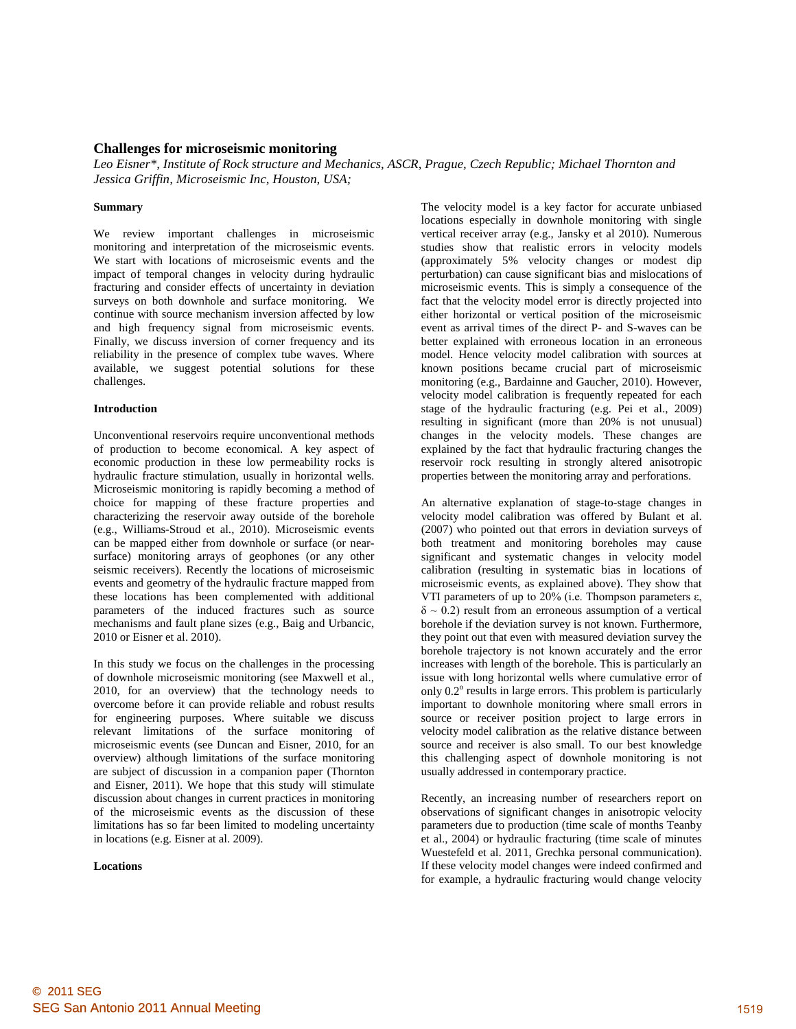# Challenges for microseismic monitoring

*Leo Eisner\*, Institute of Rock structure and Mechanics, ASCR, Prague, Czech Republic; Michael Thornton and Jessica Griffin, Microseismic Inc, Houston, USA;*

## Summary

We review important challenges in microseismic monitoring and interpretation of the microseismic events. We start with locations of microseismic events and the impact of temporal changes in velocity during hydraulic fracturing and consider effects of uncertainty in deviation surveys on both downhole and surface monitoring. We continue with source mechanism inversion affected by low and high frequency signal from microseismic events. Finally, we discuss inversion of corner frequency and its reliability in the presence of complex tube waves. Where available, we suggest potential solutions for these challenges.

## Introduction

Unconventional reservoirs require unconventional methods of production to become economical. A key aspect of economic production in these low permeability rocks is hydraulic fracture stimulation, usually in horizontal wells. Microseismic monitoring is rapidly becoming a method of choice for mapping of these fracture properties and characterizing the reservoir away outside of the borehole (e.g., Williams-Stroud et al., 2010). Microseismic events can be mapped either from downhole or surface (or near-surface) monitoring arrays of geophones (or any other seismic receivers). Recently the locations of microseismic events and geometry of the hydraulic fracture mapped from these locations has been complemented with additional parameters of the induced fractures such as source mechanisms and fault plane sizes (e.g., Baig and Urbancic, 2010 or Eisner et al. 2010).

In this study we focus on the challenges in the processing of downhole microseismic monitoring (see Maxwell et al., 2010, for an overview) that the technology needs to overcome before it can provide reliable and robust results for engineering purposes. Where suitable we discuss relevant limitations of the surface monitoring of microseismic events (see Duncan and Eisner, 2010, for an overview) although limitations of the surface monitoring are subject of discussion in a companion paper (Thornton and Eisner, 2011). We hope that this study will stimulate discussion about changes in current practices in monitoring of the microseismic events as the discussion of these limitations has so far been limited to modeling uncertainty in locations (e.g. Eisner at al. 2009).

## Locations

The velocity model is a key factor for accurate unbiased locations especially in downhole monitoring with single vertical receiver array (e.g., Jansky et al 2010). Numerous studies show that realistic errors in velocity models (approximately 5% velocity changes or modest dip perturbation) can cause significant bias and mislocations of microseismic events. This is simply a consequence of the fact that the velocity model error is directly projected into either horizontal or vertical position of the microseismic event as arrival times of the direct P- and S-waves can be better explained with erroneous location in an erroneous model. Hence velocity model calibration with sources at known positions became crucial part of microseismic monitoring (e.g., Bardainne and Gaucher, 2010). However, velocity model calibration is frequently repeated for each stage of the hydraulic fracturing (e.g. Pei et al., 2009) resulting in significant (more than 20% is not unusual) changes in the velocity models. These changes are explained by the fact that hydraulic fracturing changes the reservoir rock resulting in strongly altered anisotropic properties between the monitoring array and perforations.

An alternative explanation of stage-to-stage changes in velocity model calibration was offered by Bulant et al. (2007) who pointed out that errors in deviation surveys of both treatment and monitoring boreholes may cause significant and systematic changes in velocity model calibration (resulting in systematic bias in locations of microseismic events, as explained above). They show that VTI parameters of up to 20% (i.e. Thompson parameters $\varepsilon$, $\delta \sim 0.2$) result from an erroneous assumption of a vertical borehole if the deviation survey is not known. Furthermore, they point out that even with measured deviation survey the borehole trajectory is not known accurately and the error increases with length of the borehole. This is particularly an issue with long horizontal wells where cumulative error of only $0.2^{o}$ results in large errors. This problem is particularly important to downhole monitoring where small errors in source or receiver position project to large errors in velocity model calibration as the relative distance between source and receiver is also small. To our best knowledge this challenging aspect of downhole monitoring is not usually addressed in contemporary practice.

Recently, an increasing number of researchers report on observations of significant changes in anisotropic velocity parameters due to production (time scale of months Teanby et al., 2004) or hydraulic fracturing (time scale of minutes Wuestefeld et al. 2011, Grechka personal communication). If these velocity model changes were indeed confirmed and for example, a hydraulic fracturing would change velocity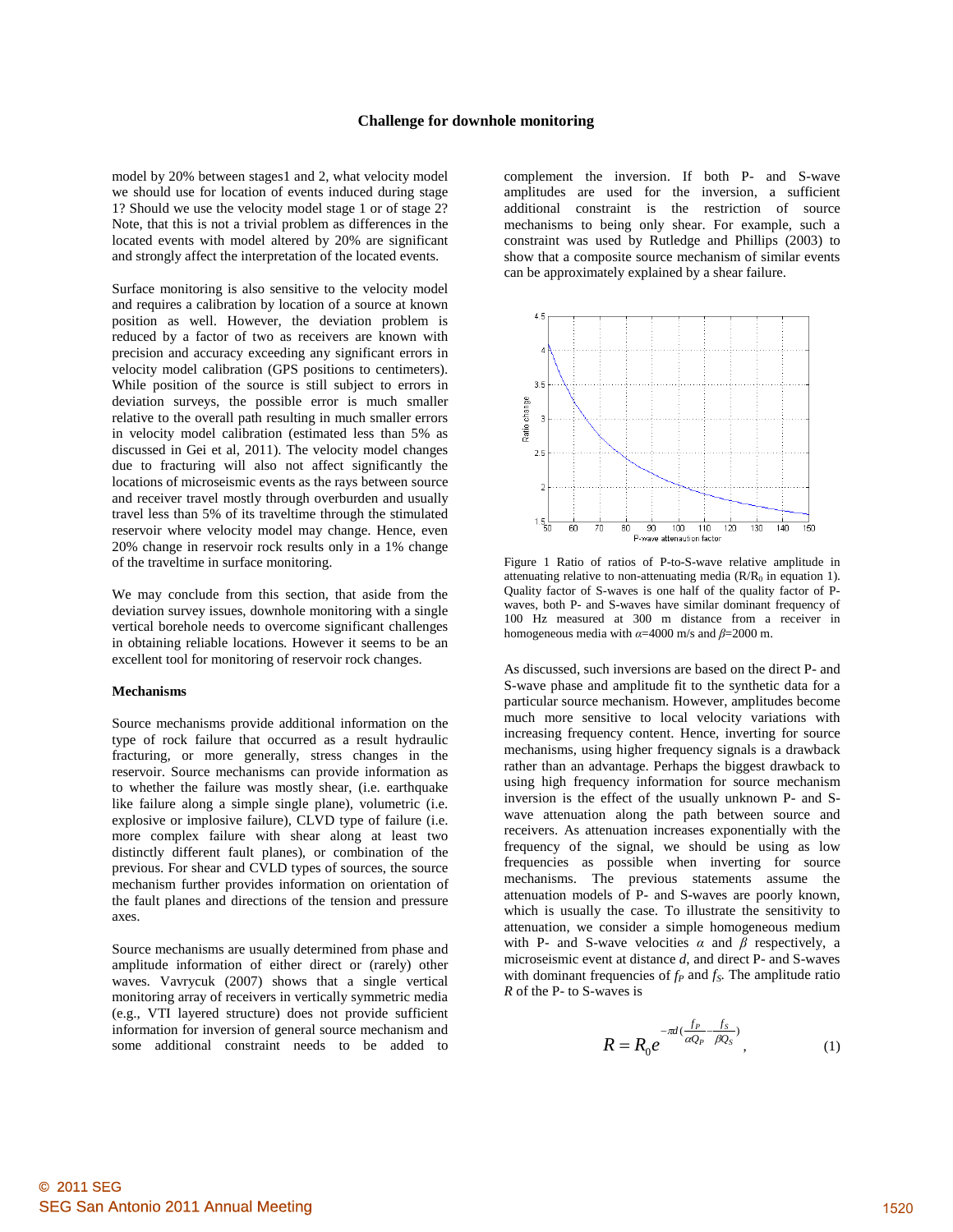model by 20% between stages1 and 2, what velocity model we should use for location of events induced during stage 1? Should we use the velocity model stage 1 or of stage 2? Note, that this is not a trivial problem as differences in the located events with model altered by 20% are significant and strongly affect the interpretation of the located events.

Surface monitoring is also sensitive to the velocity model and requires a calibration by location of a source at known position as well. However, the deviation problem is reduced by a factor of two as receivers are known with precision and accuracy exceeding any significant errors in velocity model calibration (GPS positions to centimeters). While position of the source is still subject to errors in deviation surveys, the possible error is much smaller relative to the overall path resulting in much smaller errors in velocity model calibration (estimated less than 5% as discussed in Gei et al, 2011). The velocity model changes due to fracturing will also not affect significantly the locations of microseismic events as the rays between source and receiver travel mostly through overburden and usually travel less than 5% of its traveltime through the stimulated reservoir where velocity model may change. Hence, even 20% change in reservoir rock results only in a 1% change of the traveltime in surface monitoring.

We may conclude from this section, that aside from the deviation survey issues, downhole monitoring with a single vertical borehole needs to overcome significant challenges in obtaining reliable locations. However it seems to be an excellent tool for monitoring of reservoir rock changes.

## Mechanisms

Source mechanisms provide additional information on the type of rock failure that occurred as a result hydraulic fracturing, or more generally, stress changes in the reservoir. Source mechanisms can provide information as to whether the failure was mostly shear, (i.e. earthquake like failure along a simple single plane), volumetric (i.e. explosive or implosive failure), CLVD type of failure (i.e. more complex failure with shear along at least two distinctly different fault planes), or combination of the previous. For shear and CVLD types of sources, the source mechanism further provides information on orientation of the fault planes and directions of the tension and pressure axes.

Source mechanisms are usually determined from phase and amplitude information of either direct or (rarely) other waves. Vavrycuk (2007) shows that a single vertical monitoring array of receivers in vertically symmetric media (e.g., VTI layered structure) does not provide sufficient information for inversion of general source mechanism and some additional constraint needs to be added to complement the inversion. If both P- and S-wave amplitudes are used for the inversion, a sufficient additional constraint is the restriction of source mechanisms to being only shear. For example, such a constraint was used by Rutledge and Phillips (2003) to show that a composite source mechanism of similar events can be approximately explained by a shear failure.

Figure 1 Ratio of ratios of P-to-S-wave relative amplitude in attenuating relative to non-attenuating media ($R/R_0$ in equation 1). Quality factor of S-waves is one half of the quality factor of P-waves, both P- and S-waves have similar dominant frequency of 100 Hz measured at 300 m distance from a receiver in homogeneous media with $\alpha$=4000 m/s and $\beta$=2000 m.

As discussed, such inversions are based on the direct P- and S-wave phase and amplitude fit to the synthetic data for a particular source mechanism. However, amplitudes become much more sensitive to local velocity variations with increasing frequency content. Hence, inverting for source mechanisms, using higher frequency signals is a drawback rather than an advantage. Perhaps the biggest drawback to using high frequency information for source mechanism inversion is the effect of the usually unknown P- and S-wave attenuation along the path between source and receivers. As attenuation increases exponentially with the frequency of the signal, we should be using as low frequencies as possible when inverting for source mechanisms. The previous statements assume the attenuation models of P- and S-waves are poorly known, which is usually the case. To illustrate the sensitivity to attenuation, we consider a simple homogeneous medium with P- and S-wave velocities $\alpha$ and $\beta$ respectively, a microseismic event at distance $d$, and direct P- and S-waves with dominant frequencies of $f_P$ and $f_S$. The amplitude ratio $R$ of the P- to S-waves is

$$R = R_0 e^{-\pi d \left(\frac{f_P}{\alpha Q_P} - \frac{f_S}{\beta Q_S}\right)}, \qquad (1)$$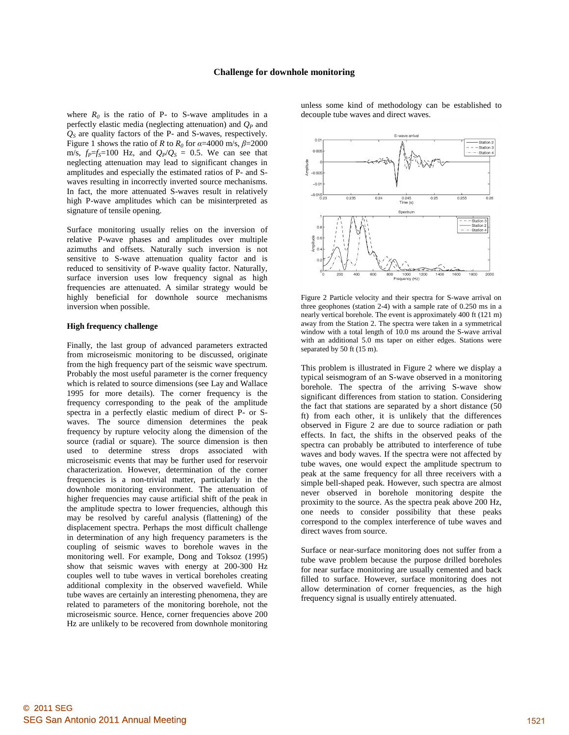where $R_0$ is the ratio of P- to S-wave amplitudes in a perfectly elastic media (neglecting attenuation) and $Q_P$ and $Q_S$ are quality factors of the P- and S-waves, respectively. Figure 1 shows the ratio of $R$ to $R_0$ for $\alpha$=4000 m/s, $\beta$=2000 m/s, $f_P$=$f_S$=100 Hz, and $Q_P/Q_S$ = 0.5. We can see that neglecting attenuation may lead to significant changes in amplitudes and especially the estimated ratios of P- and S-waves resulting in incorrectly inverted source mechanisms. In fact, the more attenuated S-waves result in relatively high P-wave amplitudes which can be misinterpreted as signature of tensile opening.

Surface monitoring usually relies on the inversion of relative P-wave phases and amplitudes over multiple azimuths and offsets. Naturally such inversion is not sensitive to S-wave attenuation quality factor and is reduced to sensitivity of P-wave quality factor. Naturally, surface inversion uses low frequency signal as high frequencies are attenuated. A similar strategy would be highly beneficial for downhole source mechanisms inversion when possible.

### High frequency challenge

Finally, the last group of advanced parameters extracted from microseismic monitoring to be discussed, originate from the high frequency part of the seismic wave spectrum. Probably the most useful parameter is the corner frequency which is related to source dimensions (see Lay and Wallace 1995 for more details). The corner frequency is the frequency corresponding to the peak of the amplitude spectra in a perfectly elastic medium of direct P- or S-waves. The source dimension determines the peak frequency by rupture velocity along the dimension of the source (radial or square). The source dimension is then used to determine stress drops associated with microseismic events that may be further used for reservoir characterization. However, determination of the corner frequencies is a non-trivial matter, particularly in the downhole monitoring environment. The attenuation of higher frequencies may cause artificial shift of the peak in the amplitude spectra to lower frequencies, although this may be resolved by careful analysis (flattening) of the displacement spectra. Perhaps the most difficult challenge in determination of any high frequency parameters is the coupling of seismic waves to borehole waves in the monitoring well. For example, Dong and Toksoz (1995) show that seismic waves with energy at 200-300 Hz couples well to tube waves in vertical boreholes creating additional complexity in the observed wavefield. While tube waves are certainly an interesting phenomena, they are related to parameters of the monitoring borehole, not the microseismic source. Hence, corner frequencies above 200 Hz are unlikely to be recovered from downhole monitoring unless some kind of methodology can be established to decouple tube waves and direct waves.

Figure 2 Particle velocity and their spectra for S-wave arrival on three geophones (station 2-4) with a sample rate of 0.250 ms in a nearly vertical borehole. The event is approximately 400 ft (121 m) away from the Station 2. The spectra were taken in a symmetrical window with a total length of 10.0 ms around the S-wave arrival with an additional 5.0 ms taper on either edges. Stations were separated by 50 ft (15 m).

This problem is illustrated in Figure 2 where we display a typical seismogram of an S-wave observed in a monitoring borehole. The spectra of the arriving S-wave show significant differences from station to station. Considering the fact that stations are separated by a short distance (50 ft) from each other, it is unlikely that the differences observed in Figure 2 are due to source radiation or path effects. In fact, the shifts in the observed peaks of the spectra can probably be attributed to interference of tube waves and body waves. If the spectra were not affected by tube waves, one would expect the amplitude spectrum to peak at the same frequency for all three receivers with a simple bell-shaped peak. However, such spectra are almost never observed in borehole monitoring despite the proximity to the source. As the spectra peak above 200 Hz, one needs to consider possibility that these peaks correspond to the complex interference of tube waves and direct waves from source.

Surface or near-surface monitoring does not suffer from a tube wave problem because the purpose drilled boreholes for near surface monitoring are usually cemented and back filled to surface. However, surface monitoring does not allow determination of corner frequencies, as the high frequency signal is usually entirely attenuated.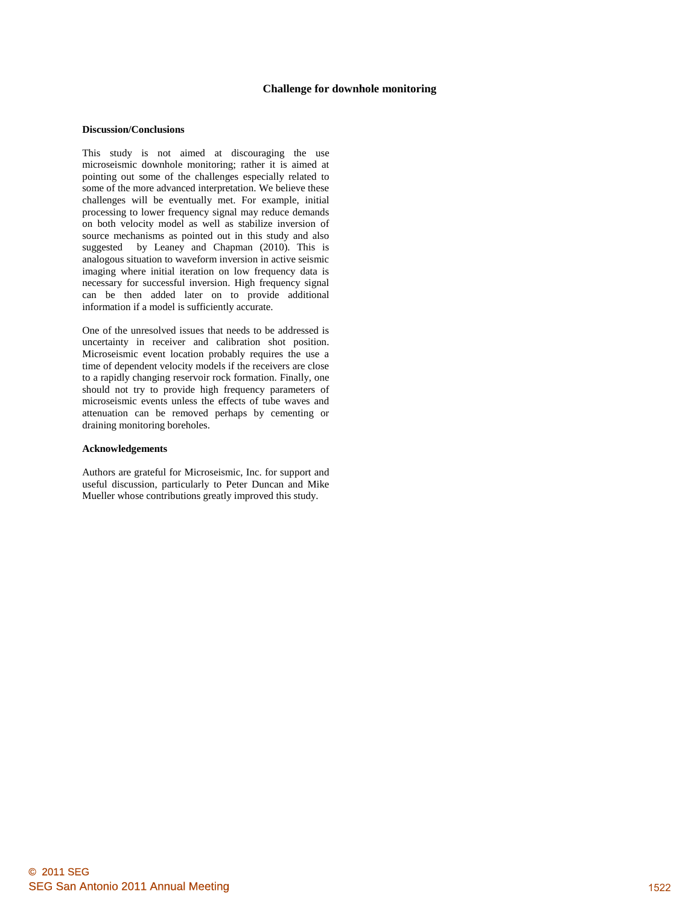## Discussion/Conclusions

This study is not aimed at discouraging the use microseismic downhole monitoring; rather it is aimed at pointing out some of the challenges especially related to some of the more advanced interpretation. We believe these challenges will be eventually met. For example, initial processing to lower frequency signal may reduce demands on both velocity model as well as stabilize inversion of source mechanisms as pointed out in this study and also suggested by Leaney and Chapman (2010). This is analogous situation to waveform inversion in active seismic imaging where initial iteration on low frequency data is necessary for successful inversion. High frequency signal can be then added later on to provide additional information if a model is sufficiently accurate.

One of the unresolved issues that needs to be addressed is uncertainty in receiver and calibration shot position. Microseismic event location probably requires the use a time of dependent velocity models if the receivers are close to a rapidly changing reservoir rock formation. Finally, one should not try to provide high frequency parameters of microseismic events unless the effects of tube waves and attenuation can be removed perhaps by cementing or draining monitoring boreholes.

## Acknowledgements

Authors are grateful for Microseismic, Inc. for support and useful discussion, particularly to Peter Duncan and Mike Mueller whose contributions greatly improved this study.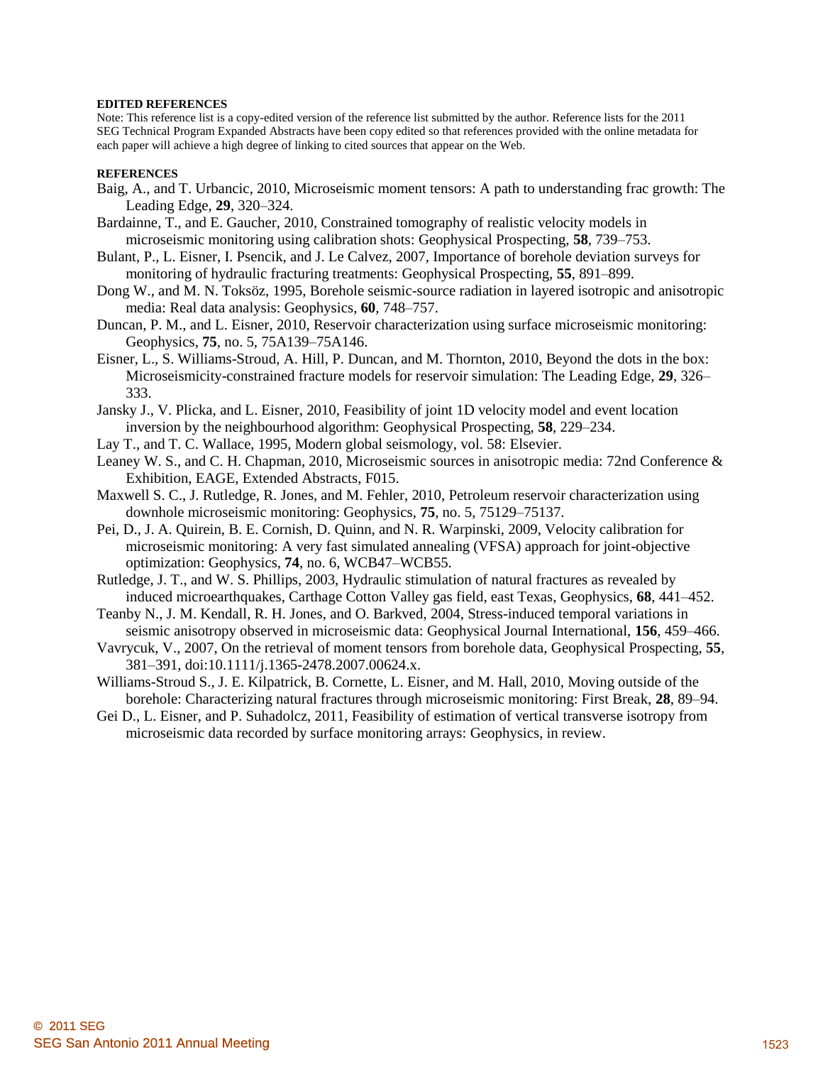**EDITED REFERENCES**

Note: This reference list is a copy-edited version of the reference list submitted by the author. Reference lists for the 2011 SEG Technical Program Expanded Abstracts have been copy edited so that references provided with the online metadata for each paper will achieve a high degree of linking to cited sources that appear on the Web.

**REFERENCES**

Baig, A., and T. Urbancic, 2010, Microseismic moment tensors: A path to understanding frac growth: The Leading Edge, **29**, 320–324.

Bardainne, T., and E. Gaucher, 2010, Constrained tomography of realistic velocity models in microseismic monitoring using calibration shots: Geophysical Prospecting, **58**, 739–753.

Bulant, P., L. Eisner, I. Psencik, and J. Le Calvez, 2007, Importance of borehole deviation surveys for monitoring of hydraulic fracturing treatments: Geophysical Prospecting, **55**, 891–899.

Dong W., and M. N. Toksöz, 1995, Borehole seismic-source radiation in layered isotropic and anisotropic media: Real data analysis: Geophysics, **60**, 748–757.

Duncan, P. M., and L. Eisner, 2010, Reservoir characterization using surface microseismic monitoring: Geophysics, **75**, no. 5, 75A139–75A146.

Eisner, L., S. Williams-Stroud, A. Hill, P. Duncan, and M. Thornton, 2010, Beyond the dots in the box: Microseismicity-constrained fracture models for reservoir simulation: The Leading Edge, **29**, 326–333.

Jansky J., V. Plicka, and L. Eisner, 2010, Feasibility of joint 1D velocity model and event location inversion by the neighbourhood algorithm: Geophysical Prospecting, **58**, 229–234.

Lay T., and T. C. Wallace, 1995, Modern global seismology, vol. 58: Elsevier.

Leaney W. S., and C. H. Chapman, 2010, Microseismic sources in anisotropic media: 72nd Conference & Exhibition, EAGE, Extended Abstracts, F015.

Maxwell S. C., J. Rutledge, R. Jones, and M. Fehler, 2010, Petroleum reservoir characterization using downhole microseismic monitoring: Geophysics, **75**, no. 5, 75129–75137.

Pei, D., J. A. Quirein, B. E. Cornish, D. Quinn, and N. R. Warpinski, 2009, Velocity calibration for microseismic monitoring: A very fast simulated annealing (VFSA) approach for joint-objective optimization: Geophysics, **74**, no. 6, WCB47–WCB55.

Rutledge, J. T., and W. S. Phillips, 2003, Hydraulic stimulation of natural fractures as revealed by induced microearthquakes, Carthage Cotton Valley gas field, east Texas, Geophysics, **68**, 441–452.

Teanby N., J. M. Kendall, R. H. Jones, and O. Barkved, 2004, Stress-induced temporal variations in seismic anisotropy observed in microseismic data: Geophysical Journal International, **156**, 459–466.

Vavrycuk, V., 2007, On the retrieval of moment tensors from borehole data, Geophysical Prospecting, **55**, 381–391, doi:10.1111/j.1365-2478.2007.00624.x.

Williams-Stroud S., J. E. Kilpatrick, B. Cornette, L. Eisner, and M. Hall, 2010, Moving outside of the borehole: Characterizing natural fractures through microseismic monitoring: First Break, **28**, 89–94.

Gei D., L. Eisner, and P. Suhadolcz, 2011, Feasibility of estimation of vertical transverse isotropy from microseismic data recorded by surface monitoring arrays: Geophysics, in review.